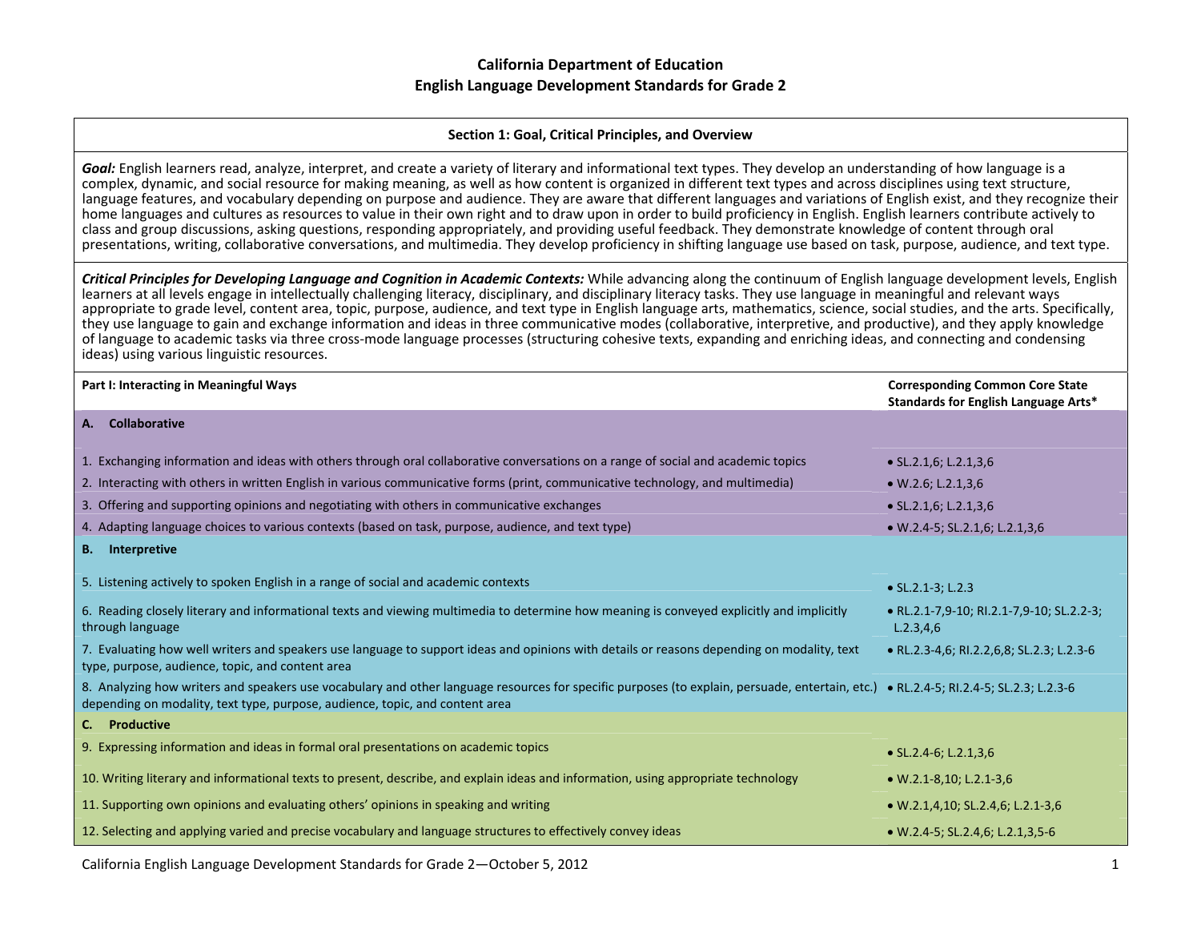# California Department of Education
## English Language Development Standards for Grade 2

### Section 1: Goal, Critical Principles, and Overview

***Goal:*** English learners read, analyze, interpret, and create a variety of literary and informational text types. They develop an understanding of how language is a complex, dynamic, and social resource for making meaning, as well as how content is organized in different text types and across disciplines using text structure, language features, and vocabulary depending on purpose and audience. They are aware that different languages and variations of English exist, and they recognize their home languages and cultures as resources to value in their own right and to draw upon in order to build proficiency in English. English learners contribute actively to class and group discussions, asking questions, responding appropriately, and providing useful feedback. They demonstrate knowledge of content through oral presentations, writing, collaborative conversations, and multimedia. They develop proficiency in shifting language use based on task, purpose, audience, and text type.

***Critical Principles for Developing Language and Cognition in Academic Contexts:*** While advancing along the continuum of English language development levels, English learners at all levels engage in intellectually challenging literacy, disciplinary, and disciplinary literacy tasks. They use language in meaningful and relevant ways appropriate to grade level, content area, topic, purpose, audience, and text type in English language arts, mathematics, science, social studies, and the arts. Specifically, they use language to gain and exchange information and ideas in three communicative modes (collaborative, interpretive, and productive), and they apply knowledge of language to academic tasks via three cross-mode language processes (structuring cohesive texts, expanding and enriching ideas, and connecting and condensing ideas) using various linguistic resources.

| Part I: Interacting in Meaningful Ways | Corresponding Common Core State Standards for English Language Arts* |
|---|---|
| **A. Collaborative** | |
| 1. Exchanging information and ideas with others through oral collaborative conversations on a range of social and academic topics | • SL.2.1,6; L.2.1,3,6 |
| 2. Interacting with others in written English in various communicative forms (print, communicative technology, and multimedia) | • W.2.6; L.2.1,3,6 |
| 3. Offering and supporting opinions and negotiating with others in communicative exchanges | • SL.2.1,6; L.2.1,3,6 |
| 4. Adapting language choices to various contexts (based on task, purpose, audience, and text type) | • W.2.4-5; SL.2.1,6; L.2.1,3,6 |
| **B. Interpretive** | |
| 5. Listening actively to spoken English in a range of social and academic contexts | • SL.2.1-3; L.2.3 |
| 6. Reading closely literary and informational texts and viewing multimedia to determine how meaning is conveyed explicitly and implicitly through language | • RL.2.1-7,9-10; RI.2.1-7,9-10; SL.2.2-3; L.2.3,4,6 |
| 7. Evaluating how well writers and speakers use language to support ideas and opinions with details or reasons depending on modality, text type, purpose, audience, topic, and content area | • RL.2.3-4,6; RI.2.2,6,8; SL.2.3; L.2.3-6 |
| 8. Analyzing how writers and speakers use vocabulary and other language resources for specific purposes (to explain, persuade, entertain, etc.) depending on modality, text type, purpose, audience, topic, and content area | • RL.2.4-5; RI.2.4-5; SL.2.3; L.2.3-6 |
| **C. Productive** | |
| 9. Expressing information and ideas in formal oral presentations on academic topics | • SL.2.4-6; L.2.1,3,6 |
| 10. Writing literary and informational texts to present, describe, and explain ideas and information, using appropriate technology | • W.2.1-8,10; L.2.1-3,6 |
| 11. Supporting own opinions and evaluating others' opinions in speaking and writing | • W.2.1,4,10; SL.2.4,6; L.2.1-3,6 |
| 12. Selecting and applying varied and precise vocabulary and language structures to effectively convey ideas | • W.2.4-5; SL.2.4,6; L.2.1,3,5-6 |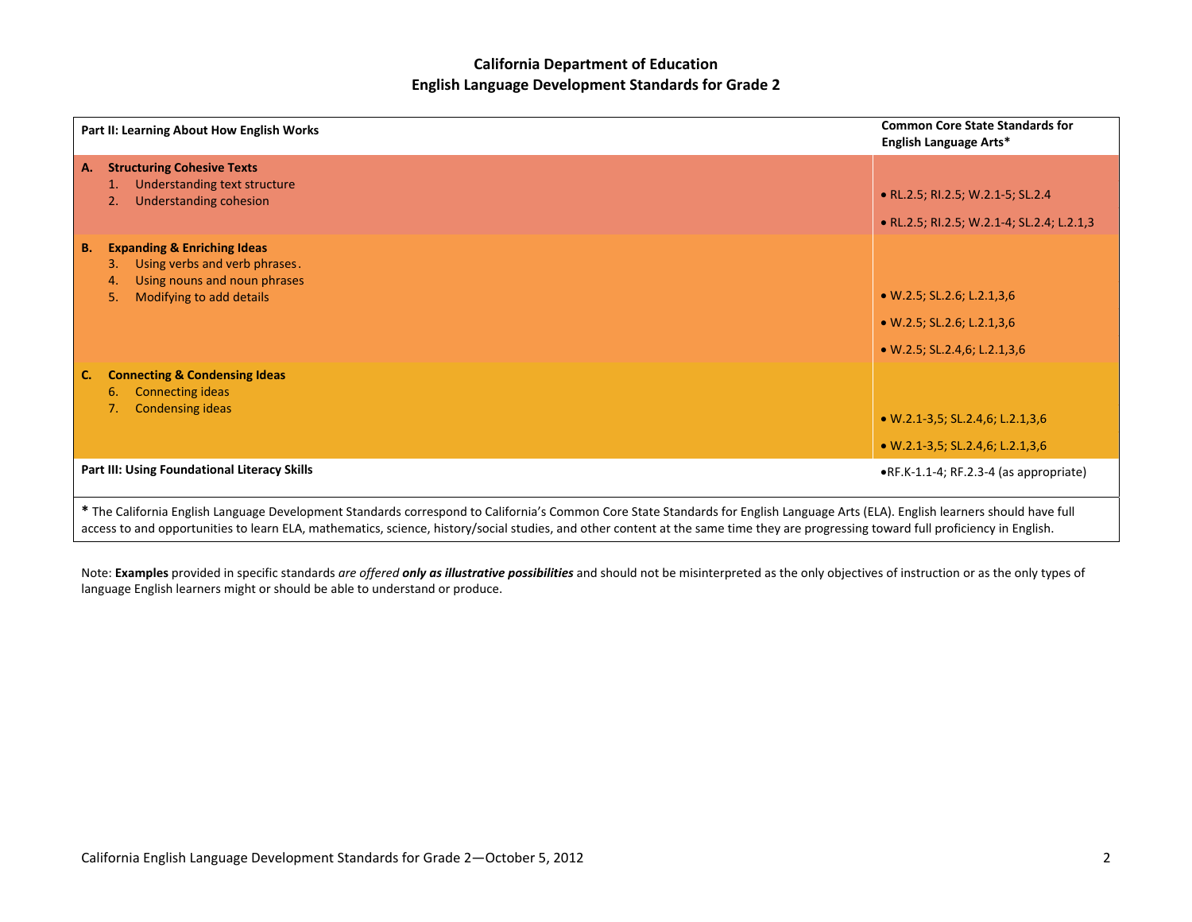**California Department of Education**
**English Language Development Standards for Grade 2**

| Part II: Learning About How English Works | Common Core State Standards for English Language Arts* |
|---|---|
| **A. Structuring Cohesive Texts** | |
| 1. Understanding text structure | • RL.2.5; RI.2.5; W.2.1-5; SL.2.4 |
| 2. Understanding cohesion | • RL.2.5; RI.2.5; W.2.1-4; SL.2.4; L.2.1,3 |
| **B. Expanding & Enriching Ideas** | |
| 3. Using verbs and verb phrases. | • W.2.5; SL.2.6; L.2.1,3,6 |
| 4. Using nouns and noun phrases | • W.2.5; SL.2.6; L.2.1,3,6 |
| 5. Modifying to add details | • W.2.5; SL.2.4,6; L.2.1,3,6 |
| **C. Connecting & Condensing Ideas** | |
| 6. Connecting ideas | • W.2.1-3,5; SL.2.4,6; L.2.1,3,6 |
| 7. Condensing ideas | • W.2.1-3,5; SL.2.4,6; L.2.1,3,6 |
| **Part III: Using Foundational Literacy Skills** | •RF.K-1.1-4; RF.2.3-4 (as appropriate) |

**\*** The California English Language Development Standards correspond to California's Common Core State Standards for English Language Arts (ELA). English learners should have full access to and opportunities to learn ELA, mathematics, science, history/social studies, and other content at the same time they are progressing toward full proficiency in English.

Note: **Examples** provided in specific standards *are offered* ***only as illustrative possibilities*** and should not be misinterpreted as the only objectives of instruction or as the only types of language English learners might or should be able to understand or produce.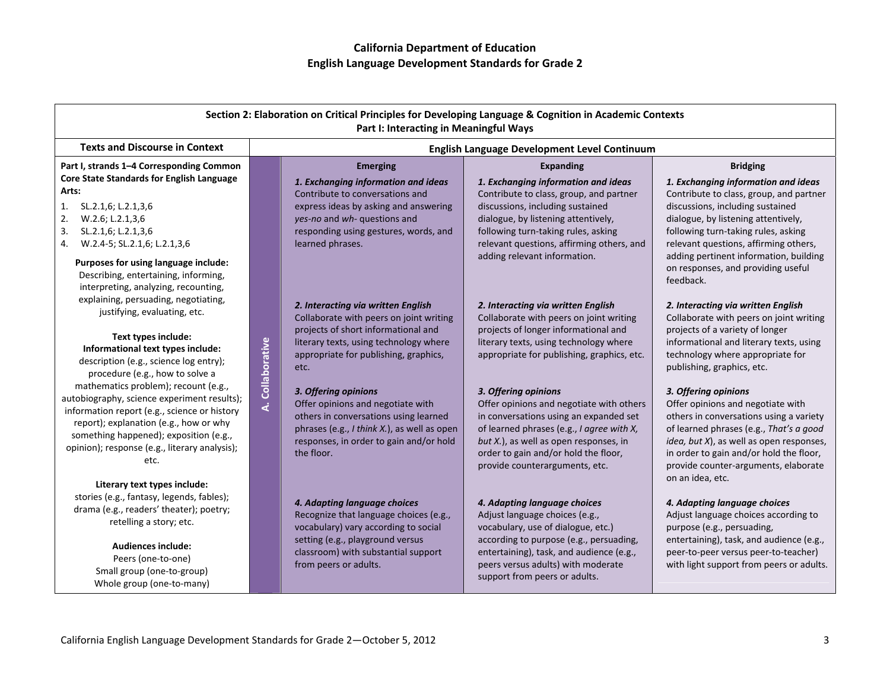# California Department of Education
## English Language Development Standards for Grade 2

| Section 2: Elaboration on Critical Principles for Developing Language & Cognition in Academic Contexts<br>Part I: Interacting in Meaningful Ways | | | | |
|---|---|---|---|---|
| **Texts and Discourse in Context** | | **English Language Development Level Continuum** | | |
| **Part I, strands 1–4 Corresponding Common Core State Standards for English Language Arts:**<br>1. SL.2.1,6; L.2.1,3,6<br>2. W.2.6; L.2.1,3,6<br>3. SL.2.1,6; L.2.1,3,6<br>4. W.2.4-5; SL.2.1,6; L.2.1,3,6<br><br>**Purposes for using language include:** Describing, entertaining, informing, interpreting, analyzing, recounting, explaining, persuading, negotiating, justifying, evaluating, etc.<br><br>**Text types include:**<br>**Informational text types include:** description (e.g., science log entry); procedure (e.g., how to solve a mathematics problem); recount (e.g., autobiography, science experiment results); information report (e.g., science or history report); explanation (e.g., how or why something happened); exposition (e.g., opinion); response (e.g., literary analysis); etc.<br><br>**Literary text types include:** stories (e.g., fantasy, legends, fables); drama (e.g., readers' theater); poetry; retelling a story; etc.<br><br>**Audiences include:** Peers (one-to-one) Small group (one-to-group) Whole group (one-to-many) | **A. Collaborative** | **Emerging**<br><br>***1. Exchanging information and ideas***<br>Contribute to conversations and express ideas by asking and answering *yes-no* and *wh-* questions and responding using gestures, words, and learned phrases.<br><br>***2. Interacting via written English***<br>Collaborate with peers on joint writing projects of short informational and literary texts, using technology where appropriate for publishing, graphics, etc.<br><br>***3. Offering opinions***<br>Offer opinions and negotiate with others in conversations using learned phrases (e.g., *I think X.*), as well as open responses, in order to gain and/or hold the floor.<br><br>***4. Adapting language choices***<br>Recognize that language choices (e.g., vocabulary) vary according to social setting (e.g., playground versus classroom) with substantial support from peers or adults. | **Expanding**<br><br>***1. Exchanging information and ideas***<br>Contribute to class, group, and partner discussions, including sustained dialogue, by listening attentively, following turn-taking rules, asking relevant questions, affirming others, and adding relevant information.<br><br>***2. Interacting via written English***<br>Collaborate with peers on joint writing projects of longer informational and literary texts, using technology where appropriate for publishing, graphics, etc.<br><br>***3. Offering opinions***<br>Offer opinions and negotiate with others in conversations using an expanded set of learned phrases (e.g., *I agree with X, but X.*), as well as open responses, in order to gain and/or hold the floor, provide counterarguments, etc.<br><br>***4. Adapting language choices***<br>Adjust language choices (e.g., vocabulary, use of dialogue, etc.) according to purpose (e.g., persuading, entertaining), task, and audience (e.g., peers versus adults) with moderate support from peers or adults. | **Bridging**<br><br>***1. Exchanging information and ideas***<br>Contribute to class, group, and partner discussions, including sustained dialogue, by listening attentively, following turn-taking rules, asking relevant questions, affirming others, adding pertinent information, building on responses, and providing useful feedback.<br><br>***2. Interacting via written English***<br>Collaborate with peers on joint writing projects of a variety of longer informational and literary texts, using technology where appropriate for publishing, graphics, etc.<br><br>***3. Offering opinions***<br>Offer opinions and negotiate with others in conversations using a variety of learned phrases (e.g., *That's a good idea, but X*), as well as open responses, in order to gain and/or hold the floor, provide counter-arguments, elaborate on an idea, etc.<br><br>***4. Adapting language choices***<br>Adjust language choices according to purpose (e.g., persuading, entertaining), task, and audience (e.g., peer-to-peer versus peer-to-teacher) with light support from peers or adults. |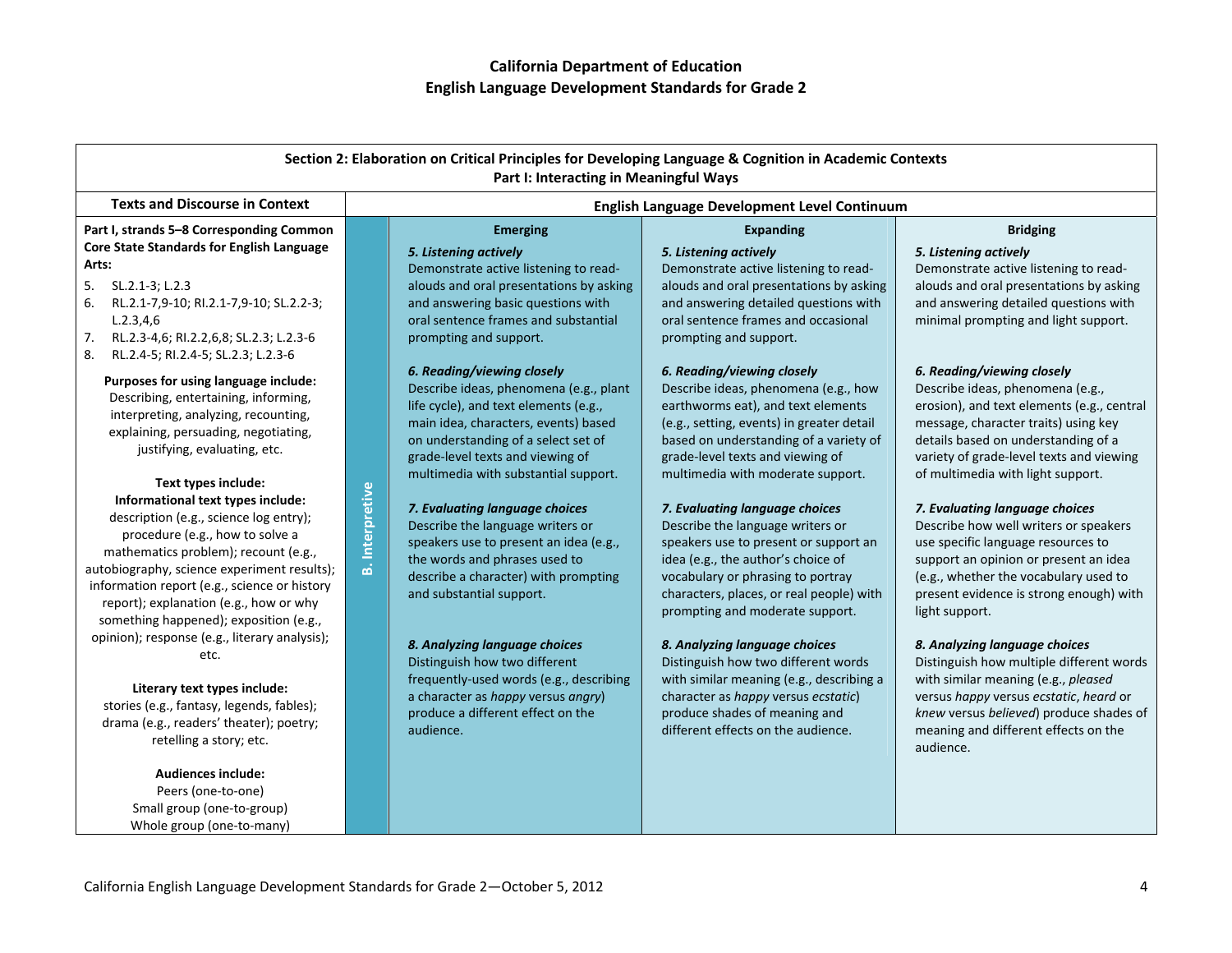# California Department of Education
## English Language Development Standards for Grade 2

### Section 2: Elaboration on Critical Principles for Developing Language & Cognition in Academic Contexts
### Part I: Interacting in Meaningful Ways

| Texts and Discourse in Context | | English Language Development Level Continuum | | |
|---|---|---|---|---|
| | | **Emerging** | **Expanding** | **Bridging** |
| **Part I, strands 5–8 Corresponding Common Core State Standards for English Language Arts:**<br>5. SL.2.1-3; L.2.3<br>6. RL.2.1-7,9-10; RI.2.1-7,9-10; SL.2.2-3; L.2.3,4,6<br>7. RL.2.3-4,6; RI.2.2,6,8; SL.2.3; L.2.3-6<br>8. RL.2.4-5; RI.2.4-5; SL.2.3; L.2.3-6<br><br>**Purposes for using language include:** Describing, entertaining, informing, interpreting, analyzing, recounting, explaining, persuading, negotiating, justifying, evaluating, etc.<br><br>**Text types include:**<br>**Informational text types include:** description (e.g., science log entry); procedure (e.g., how to solve a mathematics problem); recount (e.g., autobiography, science experiment results); information report (e.g., science or history report); explanation (e.g., how or why something happened); exposition (e.g., opinion); response (e.g., literary analysis); etc.<br><br>**Literary text types include:** stories (e.g., fantasy, legends, fables); drama (e.g., readers' theater); poetry; retelling a story; etc.<br><br>**Audiences include:**<br>Peers (one-to-one)<br>Small group (one-to-group)<br>Whole group (one-to-many) | **B. Interpretive** | ***5. Listening actively***<br>Demonstrate active listening to read-alouds and oral presentations by asking and answering basic questions with oral sentence frames and substantial prompting and support.<br><br>***6. Reading/viewing closely***<br>Describe ideas, phenomena (e.g., plant life cycle), and text elements (e.g., main idea, characters, events) based on understanding of a select set of grade-level texts and viewing of multimedia with substantial support.<br><br>***7. Evaluating language choices***<br>Describe the language writers or speakers use to present an idea (e.g., the words and phrases used to describe a character) with prompting and substantial support.<br><br>***8. Analyzing language choices***<br>Distinguish how two different frequently-used words (e.g., describing a character as *happy* versus *angry*) produce a different effect on the audience. | ***5. Listening actively***<br>Demonstrate active listening to read-alouds and oral presentations by asking and answering detailed questions with oral sentence frames and occasional prompting and support.<br><br>***6. Reading/viewing closely***<br>Describe ideas, phenomena (e.g., how earthworms eat), and text elements (e.g., setting, events) in greater detail based on understanding of a variety of grade-level texts and viewing of multimedia with moderate support.<br><br>***7. Evaluating language choices***<br>Describe the language writers or speakers use to present or support an idea (e.g., the author's choice of vocabulary or phrasing to portray characters, places, or real people) with prompting and moderate support.<br><br>***8. Analyzing language choices***<br>Distinguish how two different words with similar meaning (e.g., describing a character as *happy* versus *ecstatic*) produce shades of meaning and different effects on the audience. | ***5. Listening actively***<br>Demonstrate active listening to read-alouds and oral presentations by asking and answering detailed questions with minimal prompting and light support.<br><br>***6. Reading/viewing closely***<br>Describe ideas, phenomena (e.g., erosion), and text elements (e.g., central message, character traits) using key details based on understanding of a variety of grade-level texts and viewing of multimedia with light support.<br><br>***7. Evaluating language choices***<br>Describe how well writers or speakers use specific language resources to support an opinion or present an idea (e.g., whether the vocabulary used to present evidence is strong enough) with light support.<br><br>***8. Analyzing language choices***<br>Distinguish how multiple different words with similar meaning (e.g., *pleased* versus *happy* versus *ecstatic*, *heard* or *knew* versus *believed*) produce shades of meaning and different effects on the audience. |

California English Language Development Standards for Grade 2—October 5, 2012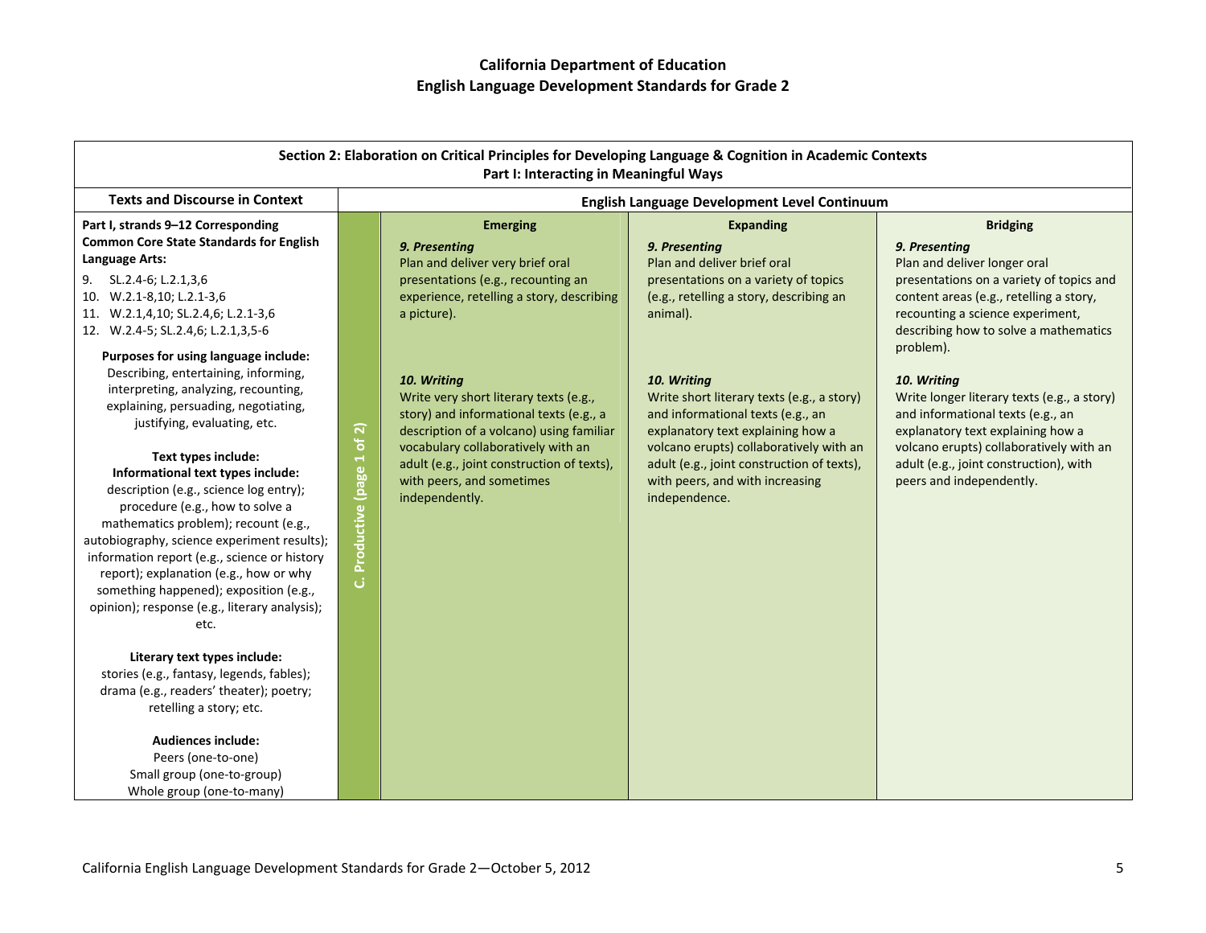## California Department of Education
## English Language Development Standards for Grade 2

**Section 2: Elaboration on Critical Principles for Developing Language & Cognition in Academic Contexts**
**Part I: Interacting in Meaningful Ways**

| Texts and Discourse in Context | | English Language Development Level Continuum | | |
|---|---|---|---|---|
| | | **Emerging** | **Expanding** | **Bridging** |
| **Part I, strands 9–12 Corresponding Common Core State Standards for English Language Arts:**<br>9. SL.2.4-6; L.2.1,3,6<br>10. W.2.1-8,10; L.2.1-3,6<br>11. W.2.1,4,10; SL.2.4,6; L.2.1-3,6<br>12. W.2.4-5; SL.2.4,6; L.2.1,3,5-6<br><br>**Purposes for using language include:**<br>Describing, entertaining, informing, interpreting, analyzing, recounting, explaining, persuading, negotiating, justifying, evaluating, etc.<br><br>**Text types include:**<br>**Informational text types include:**<br>description (e.g., science log entry); procedure (e.g., how to solve a mathematics problem); recount (e.g., autobiography, science experiment results); information report (e.g., science or history report); explanation (e.g., how or why something happened); exposition (e.g., opinion); response (e.g., literary analysis); etc.<br><br>**Literary text types include:**<br>stories (e.g., fantasy, legends, fables); drama (e.g., readers' theater); poetry; retelling a story; etc.<br><br>**Audiences include:**<br>Peers (one-to-one)<br>Small group (one-to-group)<br>Whole group (one-to-many) | **C. Productive (page 1 of 2)** | ***9. Presenting***<br>Plan and deliver very brief oral presentations (e.g., recounting an experience, retelling a story, describing a picture).<br><br>***10. Writing***<br>Write very short literary texts (e.g., story) and informational texts (e.g., a description of a volcano) using familiar vocabulary collaboratively with an adult (e.g., joint construction of texts), with peers, and sometimes independently. | ***9. Presenting***<br>Plan and deliver brief oral presentations on a variety of topics (e.g., retelling a story, describing an animal).<br><br>***10. Writing***<br>Write short literary texts (e.g., a story) and informational texts (e.g., an explanatory text explaining how a volcano erupts) collaboratively with an adult (e.g., joint construction of texts), with peers, and with increasing independence. | ***9. Presenting***<br>Plan and deliver longer oral presentations on a variety of topics and content areas (e.g., retelling a story, recounting a science experiment, describing how to solve a mathematics problem).<br><br>***10. Writing***<br>Write longer literary texts (e.g., a story) and informational texts (e.g., an explanatory text explaining how a volcano erupts) collaboratively with an adult (e.g., joint construction), with peers and independently. |

California English Language Development Standards for Grade 2—October 5, 2012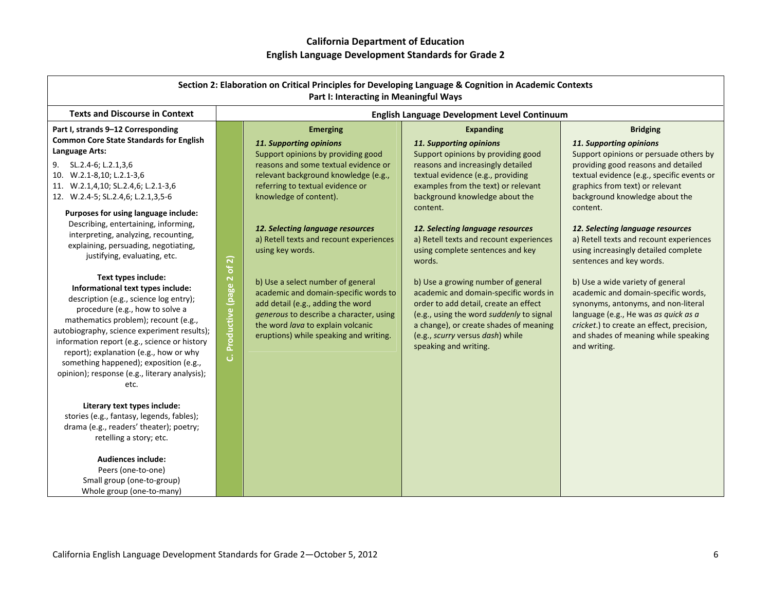# California Department of Education
## English Language Development Standards for Grade 2

| Section 2: Elaboration on Critical Principles for Developing Language & Cognition in Academic Contexts<br>Part I: Interacting in Meaningful Ways | | | | |
|---|---|---|---|---|
| **Texts and Discourse in Context** | | **English Language Development Level Continuum** | | |
| **Part I, strands 9–12 Corresponding Common Core State Standards for English Language Arts:**<br>9. SL.2.4-6; L.2.1,3,6<br>10. W.2.1-8,10; L.2.1-3,6<br>11. W.2.1,4,10; SL.2.4,6; L.2.1-3,6<br>12. W.2.4-5; SL.2.4,6; L.2.1,3,5-6<br><br>**Purposes for using language include:**<br>Describing, entertaining, informing, interpreting, analyzing, recounting, explaining, persuading, negotiating, justifying, evaluating, etc.<br><br>**Text types include:**<br>**Informational text types include:**<br>description (e.g., science log entry); procedure (e.g., how to solve a mathematics problem); recount (e.g., autobiography, science experiment results); information report (e.g., science or history report); explanation (e.g., how or why something happened); exposition (e.g., opinion); response (e.g., literary analysis); etc.<br><br>**Literary text types include:**<br>stories (e.g., fantasy, legends, fables); drama (e.g., readers' theater); poetry; retelling a story; etc.<br><br>**Audiences include:**<br>Peers (one-to-one)<br>Small group (one-to-group)<br>Whole group (one-to-many) | **C. Productive (page 2 of 2)** | **Emerging**<br><br>***11. Supporting opinions***<br>Support opinions by providing good reasons and some textual evidence or relevant background knowledge (e.g., referring to textual evidence or knowledge of content).<br><br>***12. Selecting language resources***<br>a) Retell texts and recount experiences using key words.<br><br>b) Use a select number of general academic and domain-specific words to add detail (e.g., adding the word *generous* to describe a character, using the word *lava* to explain volcanic eruptions) while speaking and writing. | **Expanding**<br><br>***11. Supporting opinions***<br>Support opinions by providing good reasons and increasingly detailed textual evidence (e.g., providing examples from the text) or relevant background knowledge about the content.<br><br>***12. Selecting language resources***<br>a) Retell texts and recount experiences using complete sentences and key words.<br><br>b) Use a growing number of general academic and domain-specific words in order to add detail, create an effect (e.g., using the word *suddenly* to signal a change), or create shades of meaning (e.g., *scurry* versus *dash*) while speaking and writing. | **Bridging**<br><br>***11. Supporting opinions***<br>Support opinions or persuade others by providing good reasons and detailed textual evidence (e.g., specific events or graphics from text) or relevant background knowledge about the content.<br><br>***12. Selecting language resources***<br>a) Retell texts and recount experiences using increasingly detailed complete sentences and key words.<br><br>b) Use a wide variety of general academic and domain-specific words, synonyms, antonyms, and non-literal language (e.g., He was *as quick as a cricket*.) to create an effect, precision, and shades of meaning while speaking and writing. |

California English Language Development Standards for Grade 2—October 5, 2012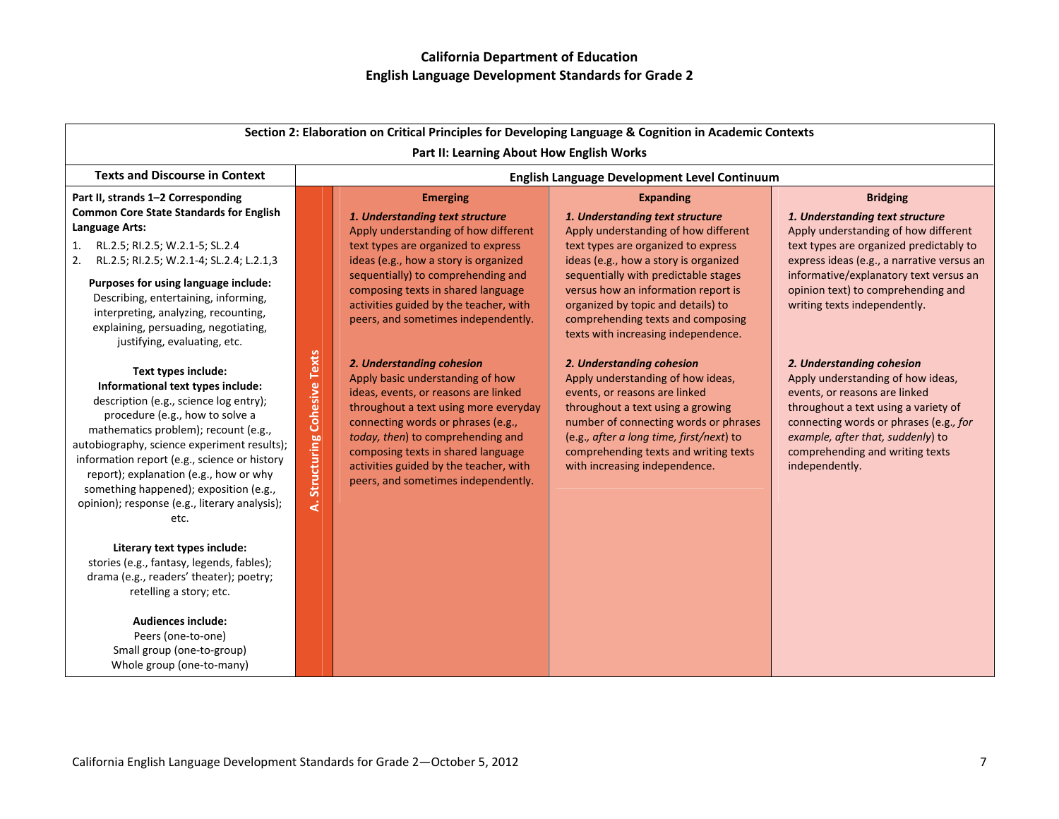# California Department of Education
## English Language Development Standards for Grade 2

### Section 2: Elaboration on Critical Principles for Developing Language & Cognition in Academic Contexts

#### Part II: Learning About How English Works

| Texts and Discourse in Context | | English Language Development Level Continuum | | |
|---|---|---|---|---|
| | | **Emerging** | **Expanding** | **Bridging** |
| **Part II, strands 1–2 Corresponding Common Core State Standards for English Language Arts:**<br>1. RL.2.5; RI.2.5; W.2.1-5; SL.2.4<br>2. RL.2.5; RI.2.5; W.2.1-4; SL.2.4; L.2.1,3<br><br>**Purposes for using language include:**<br>Describing, entertaining, informing, interpreting, analyzing, recounting, explaining, persuading, negotiating, justifying, evaluating, etc.<br><br>**Text types include:**<br>**Informational text types include:**<br>description (e.g., science log entry); procedure (e.g., how to solve a mathematics problem); recount (e.g., autobiography, science experiment results); information report (e.g., science or history report); explanation (e.g., how or why something happened); exposition (e.g., opinion); response (e.g., literary analysis); etc.<br><br>**Literary text types include:**<br>stories (e.g., fantasy, legends, fables); drama (e.g., readers' theater); poetry; retelling a story; etc.<br><br>**Audiences include:**<br>Peers (one-to-one)<br>Small group (one-to-group)<br>Whole group (one-to-many) | **A. Structuring Cohesive Texts** | ***1. Understanding text structure***<br>Apply understanding of how different text types are organized to express ideas (e.g., how a story is organized sequentially) to comprehending and composing texts in shared language activities guided by the teacher, with peers, and sometimes independently.<br><br>***2. Understanding cohesion***<br>Apply basic understanding of how ideas, events, or reasons are linked throughout a text using more everyday connecting words or phrases (e.g., *today, then*) to comprehending and composing texts in shared language activities guided by the teacher, with peers, and sometimes independently. | ***1. Understanding text structure***<br>Apply understanding of how different text types are organized to express ideas (e.g., how a story is organized sequentially with predictable stages versus how an information report is organized by topic and details) to comprehending texts and composing texts with increasing independence.<br><br>***2. Understanding cohesion***<br>Apply understanding of how ideas, events, or reasons are linked throughout a text using a growing number of connecting words or phrases (e.g., *after a long time, first/next*) to comprehending texts and writing texts with increasing independence. | ***1. Understanding text structure***<br>Apply understanding of how different text types are organized predictably to express ideas (e.g., a narrative versus an informative/explanatory text versus an opinion text) to comprehending and writing texts independently.<br><br>***2. Understanding cohesion***<br>Apply understanding of how ideas, events, or reasons are linked throughout a text using a variety of connecting words or phrases (e.g., *for example, after that, suddenly*) to comprehending and writing texts independently. |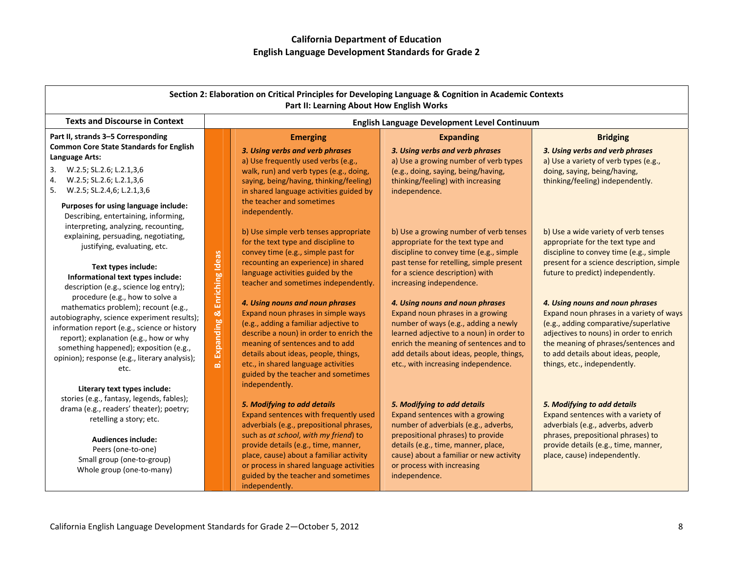# California Department of Education
## English Language Development Standards for Grade 2

| Section 2: Elaboration on Critical Principles for Developing Language & Cognition in Academic Contexts<br>Part II: Learning About How English Works | | | | |
|---|---|---|---|---|
| **Texts and Discourse in Context** | | **English Language Development Level Continuum** | | |
| | | **Emerging** | **Expanding** | **Bridging** |
| **Part II, strands 3–5 Corresponding Common Core State Standards for English Language Arts:**<br>3. W.2.5; SL.2.6; L.2.1,3,6<br>4. W.2.5; SL.2.6; L.2.1,3,6<br>5. W.2.5; SL.2.4,6; L.2.1,3,6<br><br>**Purposes for using language include:** Describing, entertaining, informing, interpreting, analyzing, recounting, explaining, persuading, negotiating, justifying, evaluating, etc.<br><br>**Text types include:**<br>**Informational text types include:** description (e.g., science log entry); procedure (e.g., how to solve a mathematics problem); recount (e.g., autobiography, science experiment results); information report (e.g., science or history report); explanation (e.g., how or why something happened); exposition (e.g., opinion); response (e.g., literary analysis); etc.<br><br>**Literary text types include:** stories (e.g., fantasy, legends, fables); drama (e.g., readers' theater); poetry; retelling a story; etc.<br><br>**Audiences include:**<br>Peers (one-to-one)<br>Small group (one-to-group)<br>Whole group (one-to-many) | **B. Expanding & Enriching Ideas** | ***3. Using verbs and verb phrases***<br>a) Use frequently used verbs (e.g., walk, run) and verb types (e.g., doing, saying, being/having, thinking/feeling) in shared language activities guided by the teacher and sometimes independently.<br><br>b) Use simple verb tenses appropriate for the text type and discipline to convey time (e.g., simple past for recounting an experience) in shared language activities guided by the teacher and sometimes independently. | ***3. Using verbs and verb phrases***<br>a) Use a growing number of verb types (e.g., doing, saying, being/having, thinking/feeling) with increasing independence.<br><br>b) Use a growing number of verb tenses appropriate for the text type and discipline to convey time (e.g., simple past tense for retelling, simple present for a science description) with increasing independence. | ***3. Using verbs and verb phrases***<br>a) Use a variety of verb types (e.g., doing, saying, being/having, thinking/feeling) independently.<br><br>b) Use a wide variety of verb tenses appropriate for the text type and discipline to convey time (e.g., simple present for a science description, simple future to predict) independently. |
| | | ***4. Using nouns and noun phrases***<br>Expand noun phrases in simple ways (e.g., adding a familiar adjective to describe a noun) in order to enrich the meaning of sentences and to add details about ideas, people, things, etc., in shared language activities guided by the teacher and sometimes independently. | ***4. Using nouns and noun phrases***<br>Expand noun phrases in a growing number of ways (e.g., adding a newly learned adjective to a noun) in order to enrich the meaning of sentences and to add details about ideas, people, things, etc., with increasing independence. | ***4. Using nouns and noun phrases***<br>Expand noun phrases in a variety of ways (e.g., adding comparative/superlative adjectives to nouns) in order to enrich the meaning of phrases/sentences and to add details about ideas, people, things, etc., independently. |
| | | ***5. Modifying to add details***<br>Expand sentences with frequently used adverbials (e.g., prepositional phrases, such as *at school*, *with my friend*) to provide details (e.g., time, manner, place, cause) about a familiar activity or process in shared language activities guided by the teacher and sometimes independently. | ***5. Modifying to add details***<br>Expand sentences with a growing number of adverbials (e.g., adverbs, prepositional phrases) to provide details (e.g., time, manner, place, cause) about a familiar or new activity or process with increasing independence. | ***5. Modifying to add details***<br>Expand sentences with a variety of adverbials (e.g., adverbs, adverb phrases, prepositional phrases) to provide details (e.g., time, manner, place, cause) independently. |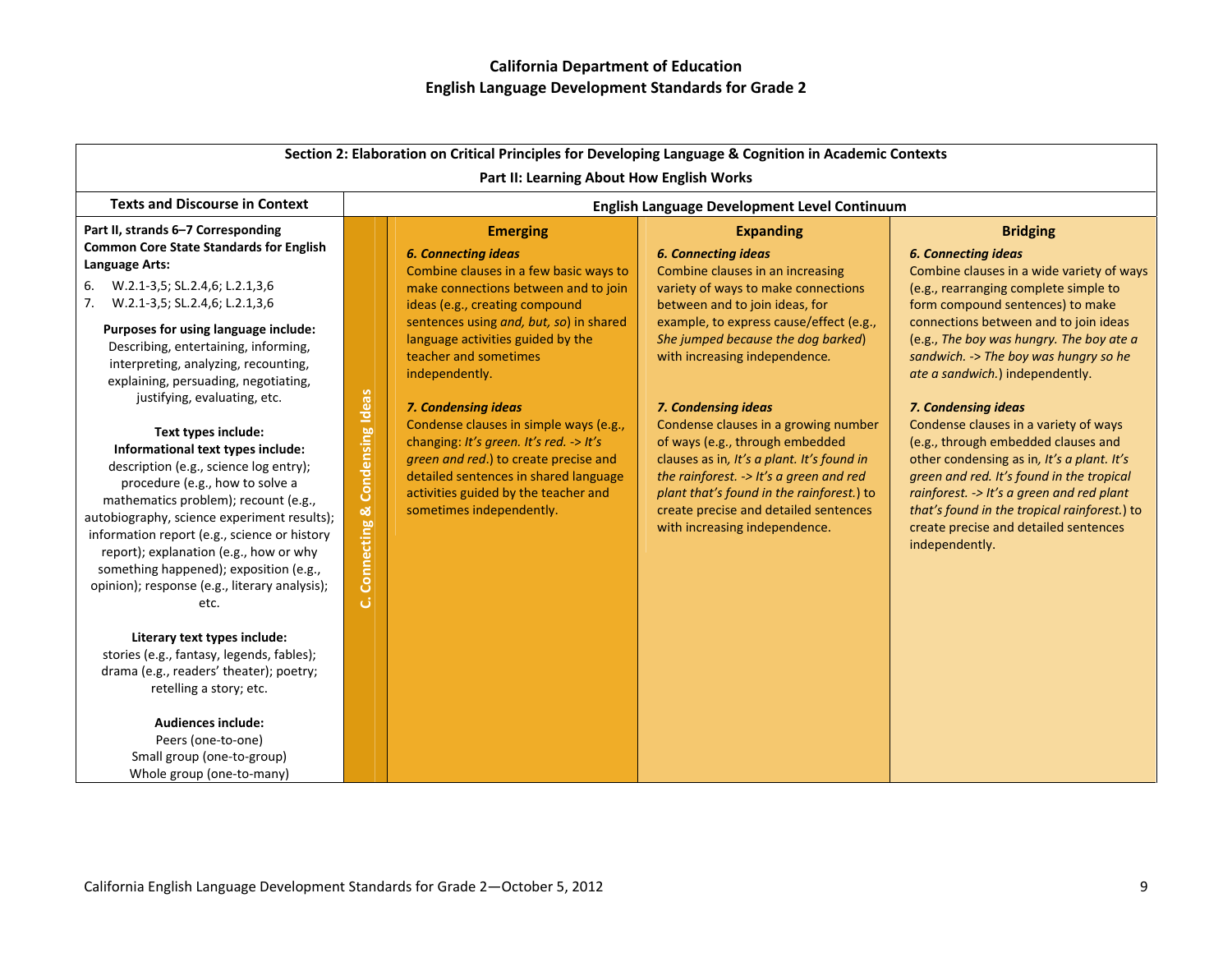## California Department of Education
## English Language Development Standards for Grade 2

| Section 2: Elaboration on Critical Principles for Developing Language & Cognition in Academic Contexts<br>Part II: Learning About How English Works | | | | |
|---|---|---|---|---|
| **Texts and Discourse in Context** | | **English Language Development Level Continuum** | | |
| | | **Emerging** | **Expanding** | **Bridging** |
| **Part II, strands 6–7 Corresponding Common Core State Standards for English Language Arts:**<br>6. W.2.1-3,5; SL.2.4,6; L.2.1,3,6<br>7. W.2.1-3,5; SL.2.4,6; L.2.1,3,6<br><br>**Purposes for using language include:**<br>Describing, entertaining, informing, interpreting, analyzing, recounting, explaining, persuading, negotiating, justifying, evaluating, etc.<br><br>**Text types include:**<br>**Informational text types include:**<br>description (e.g., science log entry); procedure (e.g., how to solve a mathematics problem); recount (e.g., autobiography, science experiment results); information report (e.g., science or history report); explanation (e.g., how or why something happened); exposition (e.g., opinion); response (e.g., literary analysis); etc.<br><br>**Literary text types include:**<br>stories (e.g., fantasy, legends, fables); drama (e.g., readers' theater); poetry; retelling a story; etc.<br><br>**Audiences include:**<br>Peers (one-to-one)<br>Small group (one-to-group)<br>Whole group (one-to-many) | **C. Connecting & Condensing Ideas** | ***6. Connecting ideas***<br>Combine clauses in a few basic ways to make connections between and to join ideas (e.g., creating compound sentences using *and, but, so*) in shared language activities guided by the teacher and sometimes independently.<br><br>***7. Condensing ideas***<br>Condense clauses in simple ways (e.g., changing: *It's green. It's red. -> It's green and red.*) to create precise and detailed sentences in shared language activities guided by the teacher and sometimes independently. | ***6. Connecting ideas***<br>Combine clauses in an increasing variety of ways to make connections between and to join ideas, for example, to express cause/effect (e.g., *She jumped because the dog barked*) with increasing independence.<br><br>***7. Condensing ideas***<br>Condense clauses in a growing number of ways (e.g., through embedded clauses as in, *It's a plant. It's found in the rainforest. -> It's a green and red plant that's found in the rainforest.*) to create precise and detailed sentences with increasing independence. | ***6. Connecting ideas***<br>Combine clauses in a wide variety of ways (e.g., rearranging complete simple to form compound sentences) to make connections between and to join ideas (e.g., *The boy was hungry. The boy ate a sandwich. -> The boy was hungry so he ate a sandwich.*) independently.<br><br>***7. Condensing ideas***<br>Condense clauses in a variety of ways (e.g., through embedded clauses and other condensing as in, *It's a plant. It's green and red. It's found in the tropical rainforest. -> It's a green and red plant that's found in the tropical rainforest.*) to create precise and detailed sentences independently. |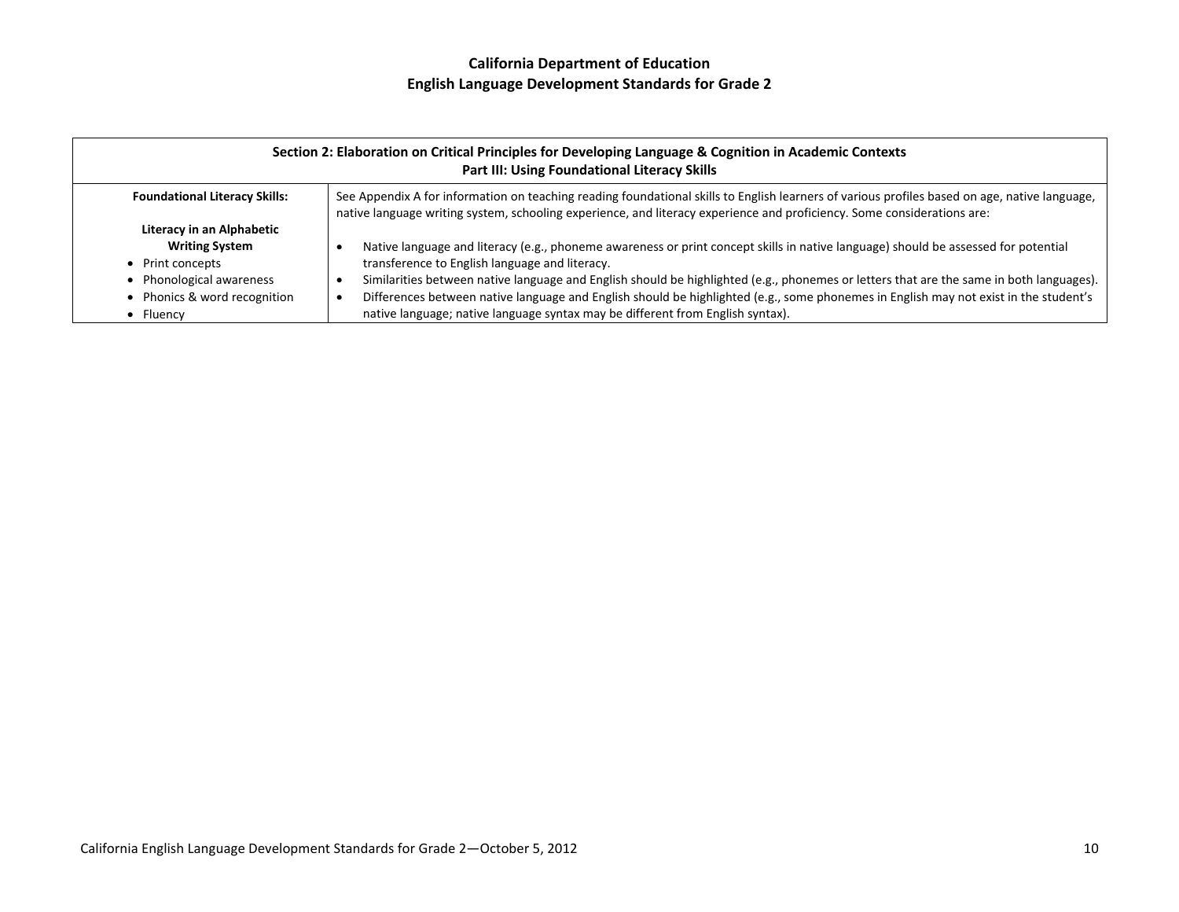# California Department of Education
# English Language Development Standards for Grade 2

| Section 2: Elaboration on Critical Principles for Developing Language & Cognition in Academic Contexts<br>Part III: Using Foundational Literacy Skills | |
|---|---|
| **Foundational Literacy Skills:**<br><br>**Literacy in an Alphabetic Writing System**<br>• Print concepts<br>• Phonological awareness<br>• Phonics & word recognition<br>• Fluency | See Appendix A for information on teaching reading foundational skills to English learners of various profiles based on age, native language, native language writing system, schooling experience, and literacy experience and proficiency. Some considerations are:<br><br>• Native language and literacy (e.g., phoneme awareness or print concept skills in native language) should be assessed for potential transference to English language and literacy.<br>• Similarities between native language and English should be highlighted (e.g., phonemes or letters that are the same in both languages).<br>• Differences between native language and English should be highlighted (e.g., some phonemes in English may not exist in the student's native language; native language syntax may be different from English syntax). |